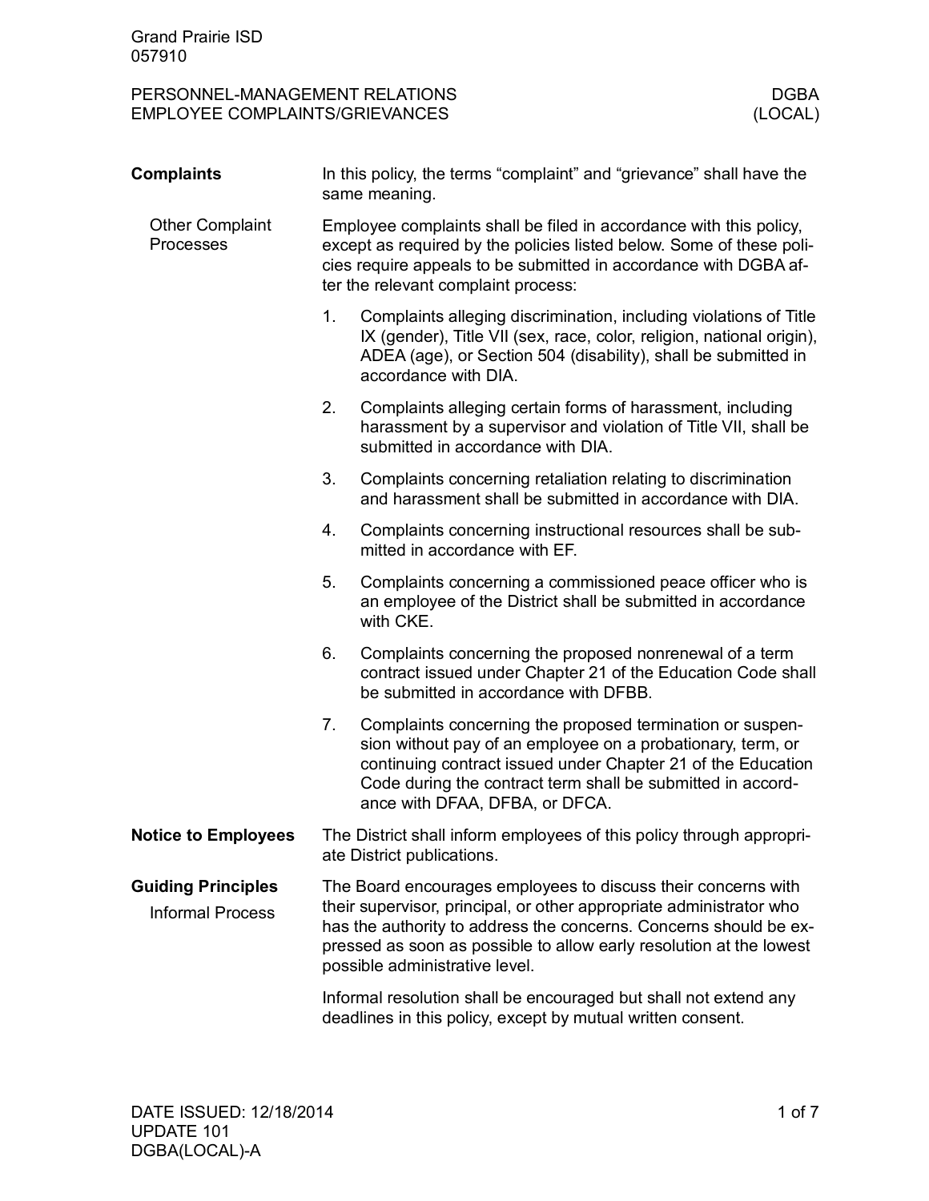Grand Prairie ISD
057910

PERSONNEL-MANAGEMENT RELATIONS — DGBA
EMPLOYEE COMPLAINTS/GRIEVANCES — (LOCAL)

## Complaints

In this policy, the terms "complaint" and "grievance" shall have the same meaning.

### Other Complaint Processes

Employee complaints shall be filed in accordance with this policy, except as required by the policies listed below. Some of these policies require appeals to be submitted in accordance with DGBA after the relevant complaint process:

1. Complaints alleging discrimination, including violations of Title IX (gender), Title VII (sex, race, color, religion, national origin), ADEA (age), or Section 504 (disability), shall be submitted in accordance with DIA.
2. Complaints alleging certain forms of harassment, including harassment by a supervisor and violation of Title VII, shall be submitted in accordance with DIA.
3. Complaints concerning retaliation relating to discrimination and harassment shall be submitted in accordance with DIA.
4. Complaints concerning instructional resources shall be submitted in accordance with EF.
5. Complaints concerning a commissioned peace officer who is an employee of the District shall be submitted in accordance with CKE.
6. Complaints concerning the proposed nonrenewal of a term contract issued under Chapter 21 of the Education Code shall be submitted in accordance with DFBB.
7. Complaints concerning the proposed termination or suspension without pay of an employee on a probationary, term, or continuing contract issued under Chapter 21 of the Education Code during the contract term shall be submitted in accordance with DFAA, DFBA, or DFCA.

## Notice to Employees

The District shall inform employees of this policy through appropriate District publications.

## Guiding Principles

### Informal Process

The Board encourages employees to discuss their concerns with their supervisor, principal, or other appropriate administrator who has the authority to address the concerns. Concerns should be expressed as soon as possible to allow early resolution at the lowest possible administrative level.

Informal resolution shall be encouraged but shall not extend any deadlines in this policy, except by mutual written consent.

DATE ISSUED: 12/18/2014
UPDATE 101
DGBA(LOCAL)-A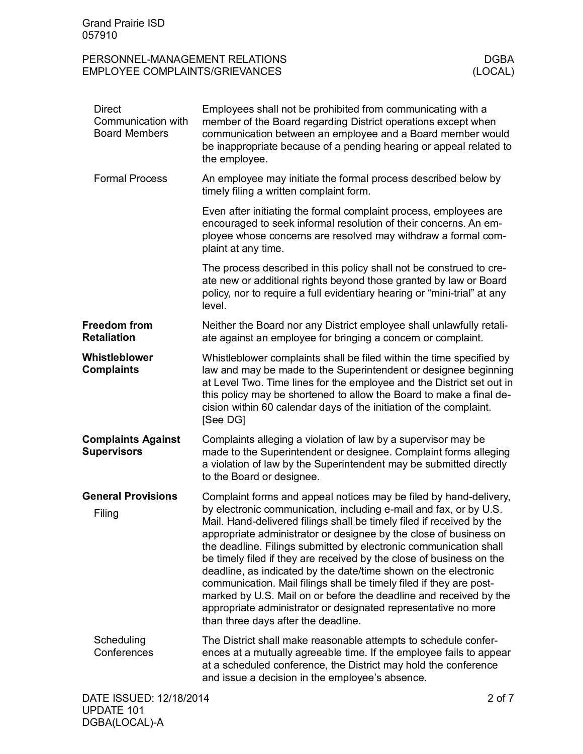### Direct Communication with Board Members

Employees shall not be prohibited from communicating with a member of the Board regarding District operations except when communication between an employee and a Board member would be inappropriate because of a pending hearing or appeal related to the employee.

### Formal Process

An employee may initiate the formal process described below by timely filing a written complaint form.

Even after initiating the formal complaint process, employees are encouraged to seek informal resolution of their concerns. An employee whose concerns are resolved may withdraw a formal complaint at any time.

The process described in this policy shall not be construed to create new or additional rights beyond those granted by law or Board policy, nor to require a full evidentiary hearing or "mini-trial" at any level.

## Freedom from Retaliation

Neither the Board nor any District employee shall unlawfully retaliate against an employee for bringing a concern or complaint.

## Whistleblower Complaints

Whistleblower complaints shall be filed within the time specified by law and may be made to the Superintendent or designee beginning at Level Two. Time lines for the employee and the District set out in this policy may be shortened to allow the Board to make a final decision within 60 calendar days of the initiation of the complaint. [See DG]

## Complaints Against Supervisors

Complaints alleging a violation of law by a supervisor may be made to the Superintendent or designee. Complaint forms alleging a violation of law by the Superintendent may be submitted directly to the Board or designee.

## General Provisions

### Filing

Complaint forms and appeal notices may be filed by hand-delivery, by electronic communication, including e-mail and fax, or by U.S. Mail. Hand-delivered filings shall be timely filed if received by the appropriate administrator or designee by the close of business on the deadline. Filings submitted by electronic communication shall be timely filed if they are received by the close of business on the deadline, as indicated by the date/time shown on the electronic communication. Mail filings shall be timely filed if they are postmarked by U.S. Mail on or before the deadline and received by the appropriate administrator or designated representative no more than three days after the deadline.

### Scheduling Conferences

The District shall make reasonable attempts to schedule conferences at a mutually agreeable time. If the employee fails to appear at a scheduled conference, the District may hold the conference and issue a decision in the employee's absence.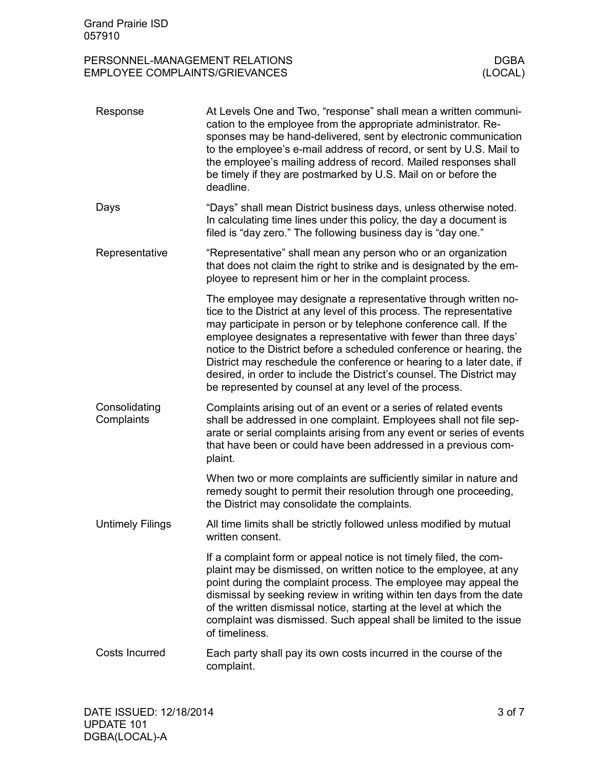### Response

At Levels One and Two, "response" shall mean a written communication to the employee from the appropriate administrator. Responses may be hand-delivered, sent by electronic communication to the employee's e-mail address of record, or sent by U.S. Mail to the employee's mailing address of record. Mailed responses shall be timely if they are postmarked by U.S. Mail on or before the deadline.

### Days

"Days" shall mean District business days, unless otherwise noted. In calculating time lines under this policy, the day a document is filed is "day zero." The following business day is "day one."

### Representative

"Representative" shall mean any person who or an organization that does not claim the right to strike and is designated by the employee to represent him or her in the complaint process.

The employee may designate a representative through written notice to the District at any level of this process. The representative may participate in person or by telephone conference call. If the employee designates a representative with fewer than three days' notice to the District before a scheduled conference or hearing, the District may reschedule the conference or hearing to a later date, if desired, in order to include the District's counsel. The District may be represented by counsel at any level of the process.

### Consolidating Complaints

Complaints arising out of an event or a series of related events shall be addressed in one complaint. Employees shall not file separate or serial complaints arising from any event or series of events that have been or could have been addressed in a previous complaint.

When two or more complaints are sufficiently similar in nature and remedy sought to permit their resolution through one proceeding, the District may consolidate the complaints.

### Untimely Filings

All time limits shall be strictly followed unless modified by mutual written consent.

If a complaint form or appeal notice is not timely filed, the complaint may be dismissed, on written notice to the employee, at any point during the complaint process. The employee may appeal the dismissal by seeking review in writing within ten days from the date of the written dismissal notice, starting at the level at which the complaint was dismissed. Such appeal shall be limited to the issue of timeliness.

### Costs Incurred

Each party shall pay its own costs incurred in the course of the complaint.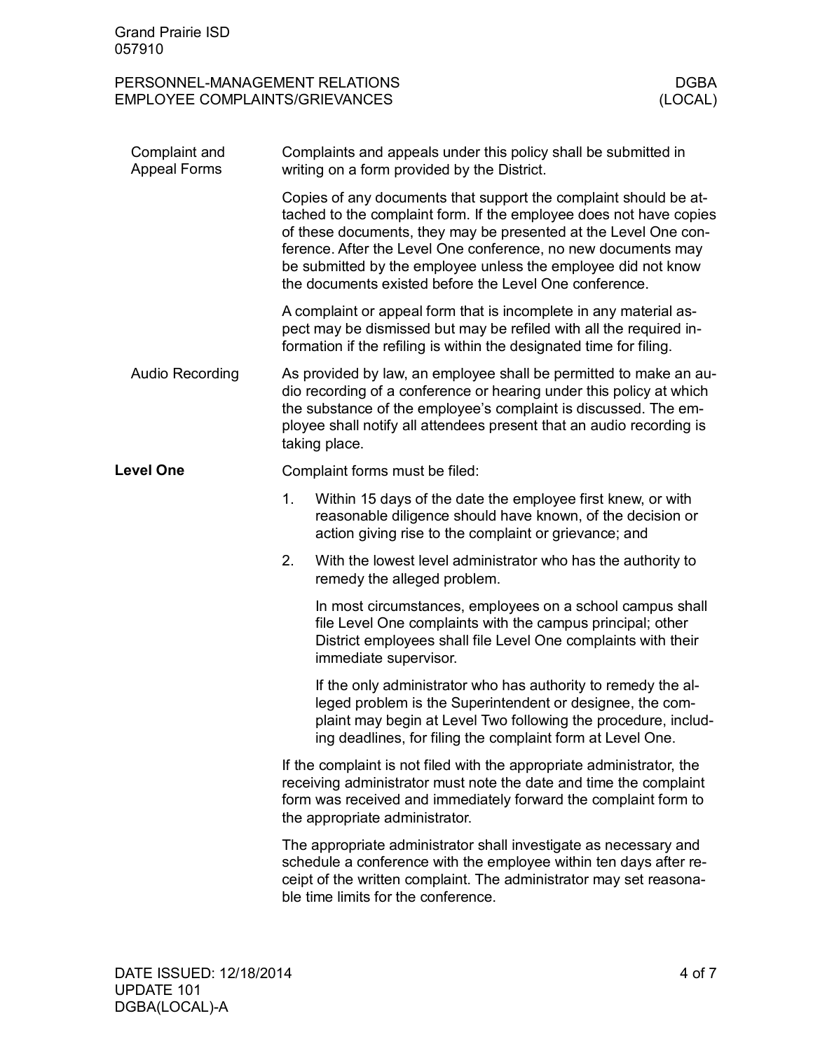### Complaint and Appeal Forms

Complaints and appeals under this policy shall be submitted in writing on a form provided by the District.

Copies of any documents that support the complaint should be attached to the complaint form. If the employee does not have copies of these documents, they may be presented at the Level One conference. After the Level One conference, no new documents may be submitted by the employee unless the employee did not know the documents existed before the Level One conference.

A complaint or appeal form that is incomplete in any material aspect may be dismissed but may be refiled with all the required information if the refiling is within the designated time for filing.

### Audio Recording

As provided by law, an employee shall be permitted to make an audio recording of a conference or hearing under this policy at which the substance of the employee's complaint is discussed. The employee shall notify all attendees present that an audio recording is taking place.

## Level One

Complaint forms must be filed:

1. Within 15 days of the date the employee first knew, or with reasonable diligence should have known, of the decision or action giving rise to the complaint or grievance; and
2. With the lowest level administrator who has the authority to remedy the alleged problem.

   In most circumstances, employees on a school campus shall file Level One complaints with the campus principal; other District employees shall file Level One complaints with their immediate supervisor.

   If the only administrator who has authority to remedy the alleged problem is the Superintendent or designee, the complaint may begin at Level Two following the procedure, including deadlines, for filing the complaint form at Level One.

If the complaint is not filed with the appropriate administrator, the receiving administrator must note the date and time the complaint form was received and immediately forward the complaint form to the appropriate administrator.

The appropriate administrator shall investigate as necessary and schedule a conference with the employee within ten days after receipt of the written complaint. The administrator may set reasonable time limits for the conference.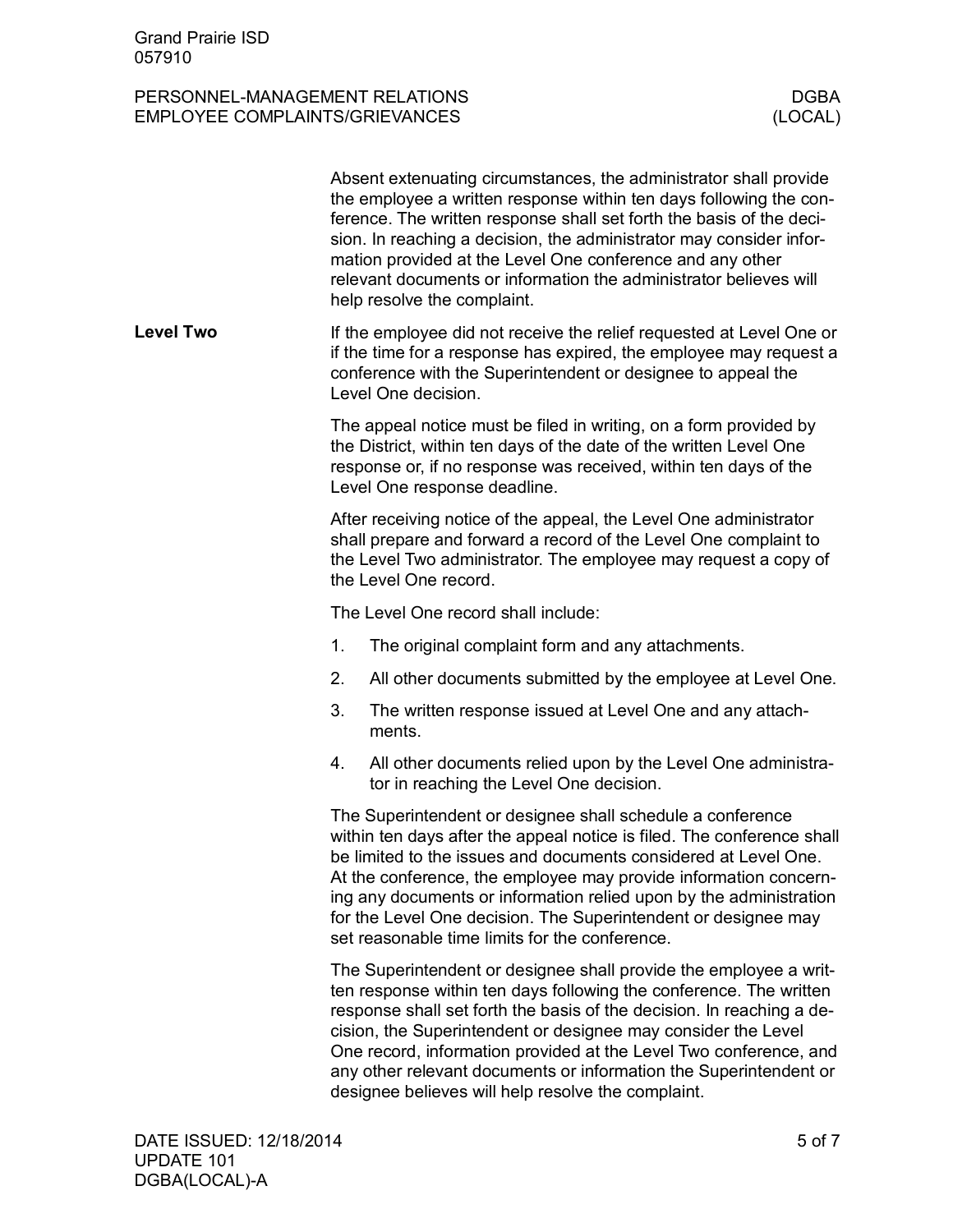Absent extenuating circumstances, the administrator shall provide the employee a written response within ten days following the conference. The written response shall set forth the basis of the decision. In reaching a decision, the administrator may consider information provided at the Level One conference and any other relevant documents or information the administrator believes will help resolve the complaint.

## Level Two

If the employee did not receive the relief requested at Level One or if the time for a response has expired, the employee may request a conference with the Superintendent or designee to appeal the Level One decision.

The appeal notice must be filed in writing, on a form provided by the District, within ten days of the date of the written Level One response or, if no response was received, within ten days of the Level One response deadline.

After receiving notice of the appeal, the Level One administrator shall prepare and forward a record of the Level One complaint to the Level Two administrator. The employee may request a copy of the Level One record.

The Level One record shall include:

1. The original complaint form and any attachments.
2. All other documents submitted by the employee at Level One.
3. The written response issued at Level One and any attachments.
4. All other documents relied upon by the Level One administrator in reaching the Level One decision.

The Superintendent or designee shall schedule a conference within ten days after the appeal notice is filed. The conference shall be limited to the issues and documents considered at Level One. At the conference, the employee may provide information concerning any documents or information relied upon by the administration for the Level One decision. The Superintendent or designee may set reasonable time limits for the conference.

The Superintendent or designee shall provide the employee a written response within ten days following the conference. The written response shall set forth the basis of the decision. In reaching a decision, the Superintendent or designee may consider the Level One record, information provided at the Level Two conference, and any other relevant documents or information the Superintendent or designee believes will help resolve the complaint.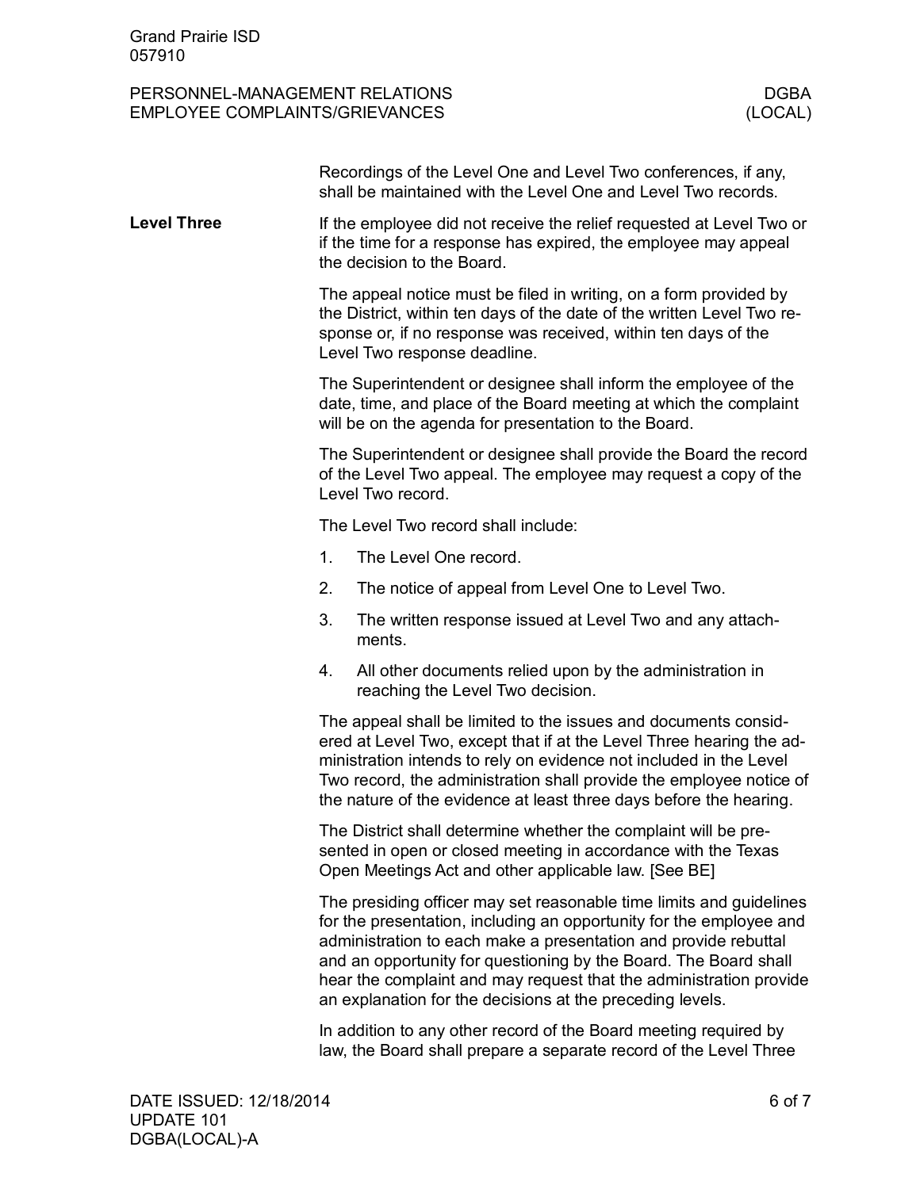Recordings of the Level One and Level Two conferences, if any, shall be maintained with the Level One and Level Two records.

**Level Three**

If the employee did not receive the relief requested at Level Two or if the time for a response has expired, the employee may appeal the decision to the Board.

The appeal notice must be filed in writing, on a form provided by the District, within ten days of the date of the written Level Two response or, if no response was received, within ten days of the Level Two response deadline.

The Superintendent or designee shall inform the employee of the date, time, and place of the Board meeting at which the complaint will be on the agenda for presentation to the Board.

The Superintendent or designee shall provide the Board the record of the Level Two appeal. The employee may request a copy of the Level Two record.

The Level Two record shall include:

1. The Level One record.
2. The notice of appeal from Level One to Level Two.
3. The written response issued at Level Two and any attachments.
4. All other documents relied upon by the administration in reaching the Level Two decision.

The appeal shall be limited to the issues and documents considered at Level Two, except that if at the Level Three hearing the administration intends to rely on evidence not included in the Level Two record, the administration shall provide the employee notice of the nature of the evidence at least three days before the hearing.

The District shall determine whether the complaint will be presented in open or closed meeting in accordance with the Texas Open Meetings Act and other applicable law. [See BE]

The presiding officer may set reasonable time limits and guidelines for the presentation, including an opportunity for the employee and administration to each make a presentation and provide rebuttal and an opportunity for questioning by the Board. The Board shall hear the complaint and may request that the administration provide an explanation for the decisions at the preceding levels.

In addition to any other record of the Board meeting required by law, the Board shall prepare a separate record of the Level Three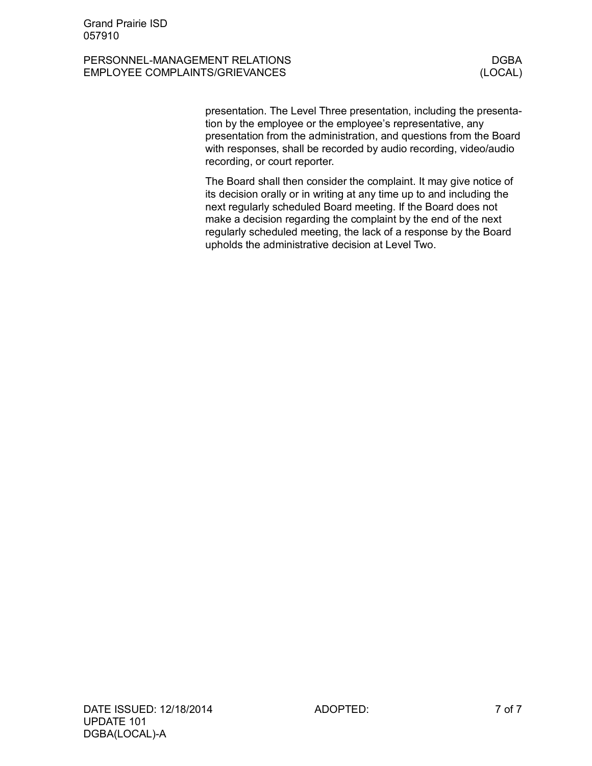presentation. The Level Three presentation, including the presentation by the employee or the employee's representative, any presentation from the administration, and questions from the Board with responses, shall be recorded by audio recording, video/audio recording, or court reporter.

The Board shall then consider the complaint. It may give notice of its decision orally or in writing at any time up to and including the next regularly scheduled Board meeting. If the Board does not make a decision regarding the complaint by the end of the next regularly scheduled meeting, the lack of a response by the Board upholds the administrative decision at Level Two.